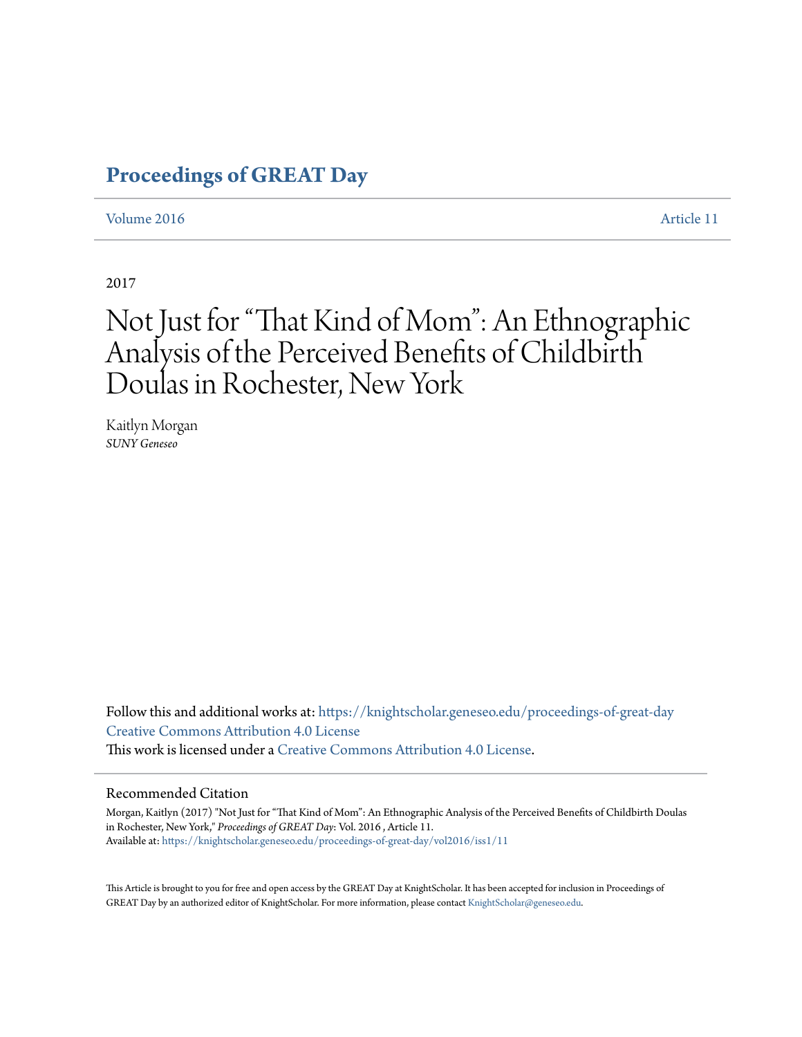# Proceedings of GREAT Day

Volume 2016 Article 11

2017

# Not Just for "That Kind of Mom": An Ethnographic Analysis of the Perceived Benefits of Childbirth Doulas in Rochester, New York

Kaitlyn Morgan
*SUNY Geneseo*

Follow this and additional works at: https://knightscholar.geneseo.edu/proceedings-of-great-day
Creative Commons Attribution 4.0 License
This work is licensed under a Creative Commons Attribution 4.0 License.

## Recommended Citation

Morgan, Kaitlyn (2017) "Not Just for "That Kind of Mom": An Ethnographic Analysis of the Perceived Benefits of Childbirth Doulas in Rochester, New York," *Proceedings of GREAT Day*: Vol. 2016 , Article 11.
Available at: https://knightscholar.geneseo.edu/proceedings-of-great-day/vol2016/iss1/11

This Article is brought to you for free and open access by the GREAT Day at KnightScholar. It has been accepted for inclusion in Proceedings of GREAT Day by an authorized editor of KnightScholar. For more information, please contact KnightScholar@geneseo.edu.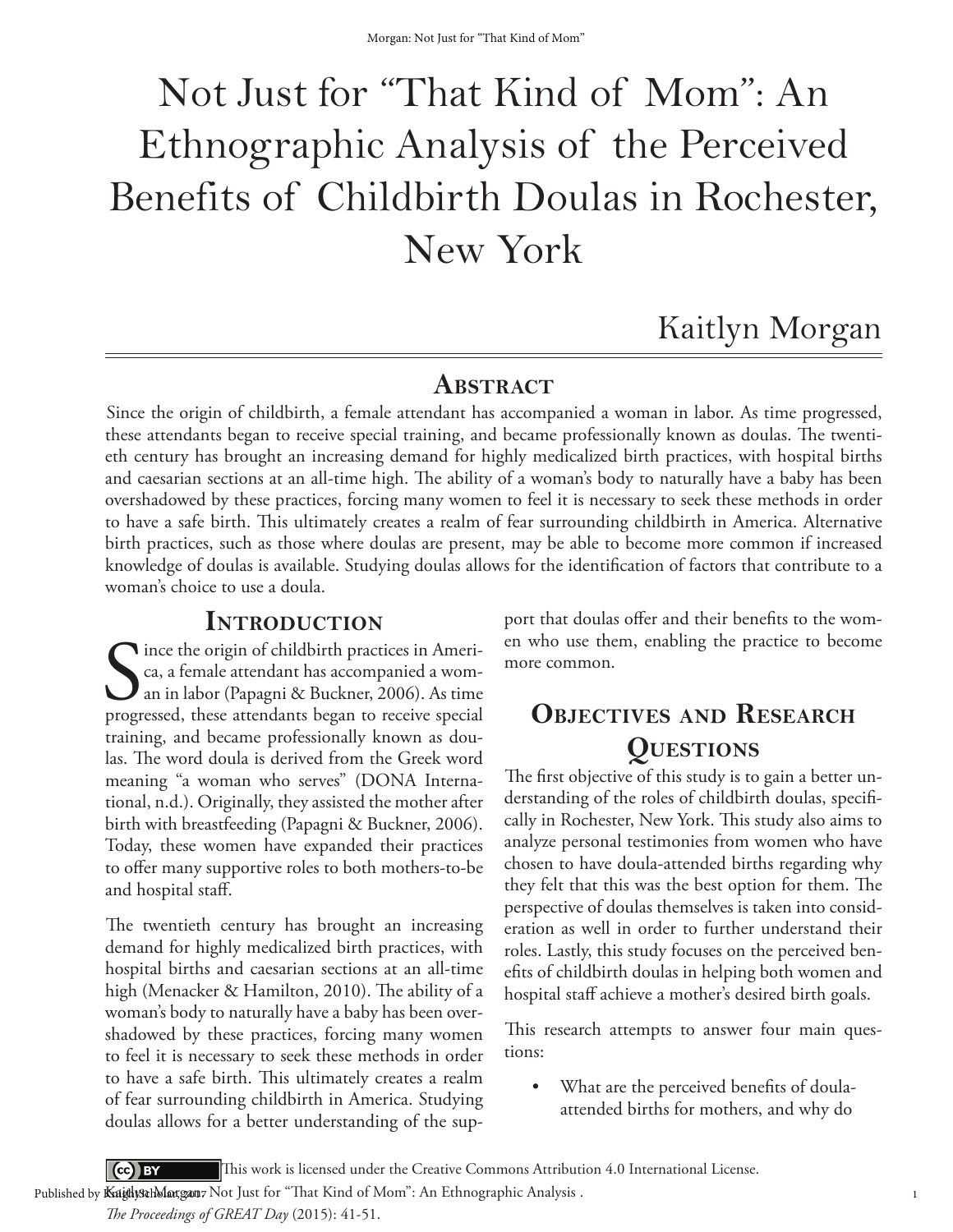# Not Just for "That Kind of Mom": An Ethnographic Analysis of the Perceived Benefits of Childbirth Doulas in Rochester, New York

Kaitlyn Morgan

## Abstract

Since the origin of childbirth, a female attendant has accompanied a woman in labor. As time progressed, these attendants began to receive special training, and became professionally known as doulas. The twentieth century has brought an increasing demand for highly medicalized birth practices, with hospital births and caesarian sections at an all-time high. The ability of a woman's body to naturally have a baby has been overshadowed by these practices, forcing many women to feel it is necessary to seek these methods in order to have a safe birth. This ultimately creates a realm of fear surrounding childbirth in America. Alternative birth practices, such as those where doulas are present, may be able to become more common if increased knowledge of doulas is available. Studying doulas allows for the identification of factors that contribute to a woman's choice to use a doula.

## Introduction

Since the origin of childbirth practices in America, a female attendant has accompanied a woman in labor (Papagni & Buckner, 2006). As time progressed, these attendants began to receive special training, and became professionally known as doulas. The word doula is derived from the Greek word meaning "a woman who serves" (DONA International, n.d.). Originally, they assisted the mother after birth with breastfeeding (Papagni & Buckner, 2006). Today, these women have expanded their practices to offer many supportive roles to both mothers-to-be and hospital staff.

The twentieth century has brought an increasing demand for highly medicalized birth practices, with hospital births and caesarian sections at an all-time high (Menacker & Hamilton, 2010). The ability of a woman's body to naturally have a baby has been overshadowed by these practices, forcing many women to feel it is necessary to seek these methods in order to have a safe birth. This ultimately creates a realm of fear surrounding childbirth in America. Studying doulas allows for a better understanding of the support that doulas offer and their benefits to the women who use them, enabling the practice to become more common.

## Objectives and Research Questions

The first objective of this study is to gain a better understanding of the roles of childbirth doulas, specifically in Rochester, New York. This study also aims to analyze personal testimonies from women who have chosen to have doula-attended births regarding why they felt that this was the best option for them. The perspective of doulas themselves is taken into consideration as well in order to further understand their roles. Lastly, this study focuses on the perceived benefits of childbirth doulas in helping both women and hospital staff achieve a mother's desired birth goals.

This research attempts to answer four main questions:

- What are the perceived benefits of doula-attended births for mothers, and why do

This work is licensed under the Creative Commons Attribution 4.0 International License.

Kaitlyn Morgan: Not Just for "That Kind of Mom": An Ethnographic Analysis .

*The Proceedings of GREAT Day* (2015): 41-51.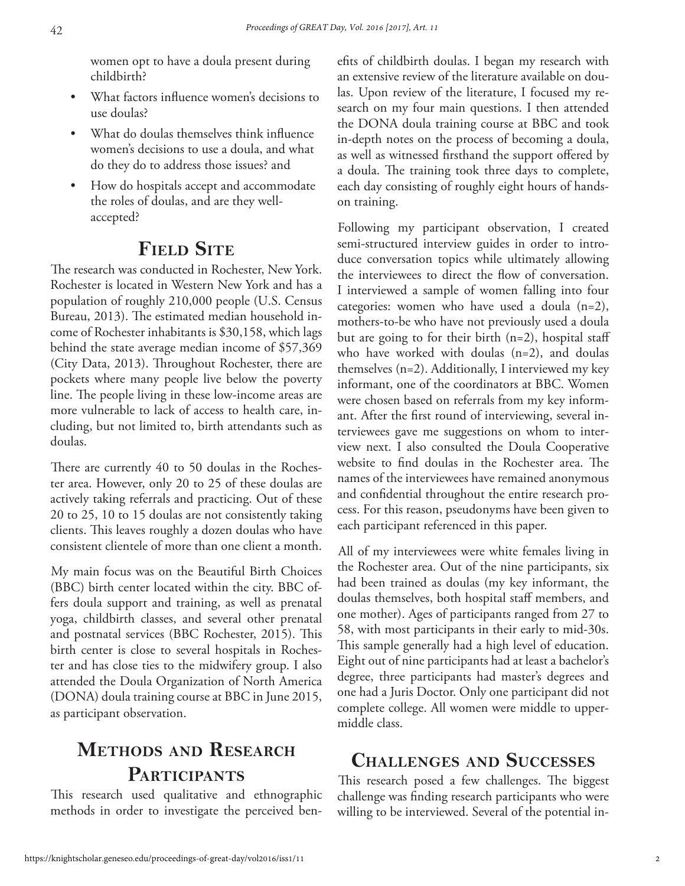women opt to have a doula present during childbirth?

- What factors influence women's decisions to use doulas?
- What do doulas themselves think influence women's decisions to use a doula, and what do they do to address those issues? and
- How do hospitals accept and accommodate the roles of doulas, and are they well-accepted?

## Field Site

The research was conducted in Rochester, New York. Rochester is located in Western New York and has a population of roughly 210,000 people (U.S. Census Bureau, 2013). The estimated median household income of Rochester inhabitants is $30,158, which lags behind the state average median income of $57,369 (City Data, 2013). Throughout Rochester, there are pockets where many people live below the poverty line. The people living in these low-income areas are more vulnerable to lack of access to health care, including, but not limited to, birth attendants such as doulas.

There are currently 40 to 50 doulas in the Rochester area. However, only 20 to 25 of these doulas are actively taking referrals and practicing. Out of these 20 to 25, 10 to 15 doulas are not consistently taking clients. This leaves roughly a dozen doulas who have consistent clientele of more than one client a month.

My main focus was on the Beautiful Birth Choices (BBC) birth center located within the city. BBC offers doula support and training, as well as prenatal yoga, childbirth classes, and several other prenatal and postnatal services (BBC Rochester, 2015). This birth center is close to several hospitals in Rochester and has close ties to the midwifery group. I also attended the Doula Organization of North America (DONA) doula training course at BBC in June 2015, as participant observation.

## Methods and Research Participants

This research used qualitative and ethnographic methods in order to investigate the perceived benefits of childbirth doulas. I began my research with an extensive review of the literature available on doulas. Upon review of the literature, I focused my research on my four main questions. I then attended the DONA doula training course at BBC and took in-depth notes on the process of becoming a doula, as well as witnessed firsthand the support offered by a doula. The training took three days to complete, each day consisting of roughly eight hours of hands-on training.

Following my participant observation, I created semi-structured interview guides in order to introduce conversation topics while ultimately allowing the interviewees to direct the flow of conversation. I interviewed a sample of women falling into four categories: women who have used a doula (n=2), mothers-to-be who have not previously used a doula but are going to for their birth (n=2), hospital staff who have worked with doulas (n=2), and doulas themselves (n=2). Additionally, I interviewed my key informant, one of the coordinators at BBC. Women were chosen based on referrals from my key informant. After the first round of interviewing, several interviewees gave me suggestions on whom to interview next. I also consulted the Doula Cooperative website to find doulas in the Rochester area. The names of the interviewees have remained anonymous and confidential throughout the entire research process. For this reason, pseudonyms have been given to each participant referenced in this paper.

All of my interviewees were white females living in the Rochester area. Out of the nine participants, six had been trained as doulas (my key informant, the doulas themselves, both hospital staff members, and one mother). Ages of participants ranged from 27 to 58, with most participants in their early to mid-30s. This sample generally had a high level of education. Eight out of nine participants had at least a bachelor's degree, three participants had master's degrees and one had a Juris Doctor. Only one participant did not complete college. All women were middle to upper-middle class.

## Challenges and Successes

This research posed a few challenges. The biggest challenge was finding research participants who were willing to be interviewed. Several of the potential in-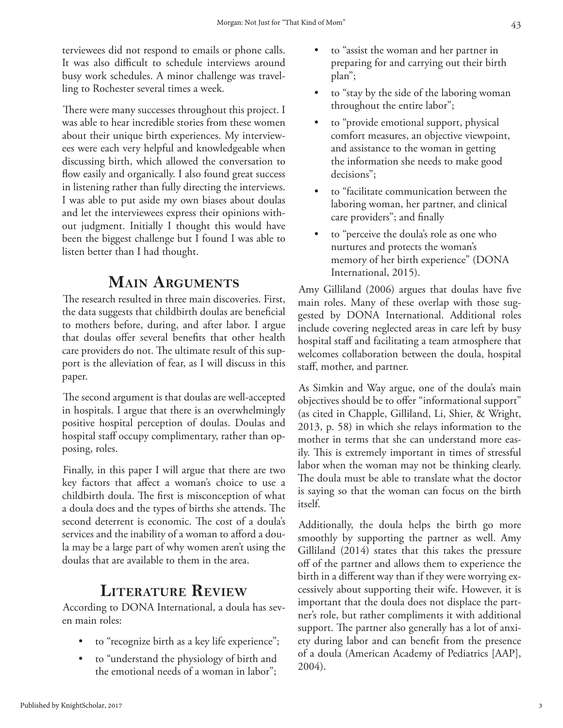terviewees did not respond to emails or phone calls. It was also difficult to schedule interviews around busy work schedules. A minor challenge was travelling to Rochester several times a week.

There were many successes throughout this project. I was able to hear incredible stories from these women about their unique birth experiences. My interviewees were each very helpful and knowledgeable when discussing birth, which allowed the conversation to flow easily and organically. I also found great success in listening rather than fully directing the interviews. I was able to put aside my own biases about doulas and let the interviewees express their opinions without judgment. Initially I thought this would have been the biggest challenge but I found I was able to listen better than I had thought.

## Main Arguments

The research resulted in three main discoveries. First, the data suggests that childbirth doulas are beneficial to mothers before, during, and after labor. I argue that doulas offer several benefits that other health care providers do not. The ultimate result of this support is the alleviation of fear, as I will discuss in this paper.

The second argument is that doulas are well-accepted in hospitals. I argue that there is an overwhelmingly positive hospital perception of doulas. Doulas and hospital staff occupy complimentary, rather than opposing, roles.

Finally, in this paper I will argue that there are two key factors that affect a woman's choice to use a childbirth doula. The first is misconception of what a doula does and the types of births she attends. The second deterrent is economic. The cost of a doula's services and the inability of a woman to afford a doula may be a large part of why women aren't using the doulas that are available to them in the area.

## Literature Review

According to DONA International, a doula has seven main roles:

- to "recognize birth as a key life experience";
- to "understand the physiology of birth and the emotional needs of a woman in labor";
- to "assist the woman and her partner in preparing for and carrying out their birth plan";
- to "stay by the side of the laboring woman throughout the entire labor";
- to "provide emotional support, physical comfort measures, an objective viewpoint, and assistance to the woman in getting the information she needs to make good decisions";
- to "facilitate communication between the laboring woman, her partner, and clinical care providers"; and finally
- to "perceive the doula's role as one who nurtures and protects the woman's memory of her birth experience" (DONA International, 2015).

Amy Gilliland (2006) argues that doulas have five main roles. Many of these overlap with those suggested by DONA International. Additional roles include covering neglected areas in care left by busy hospital staff and facilitating a team atmosphere that welcomes collaboration between the doula, hospital staff, mother, and partner.

As Simkin and Way argue, one of the doula's main objectives should be to offer "informational support" (as cited in Chapple, Gilliland, Li, Shier, & Wright, 2013, p. 58) in which she relays information to the mother in terms that she can understand more easily. This is extremely important in times of stressful labor when the woman may not be thinking clearly. The doula must be able to translate what the doctor is saying so that the woman can focus on the birth itself.

Additionally, the doula helps the birth go more smoothly by supporting the partner as well. Amy Gilliland (2014) states that this takes the pressure off of the partner and allows them to experience the birth in a different way than if they were worrying excessively about supporting their wife. However, it is important that the doula does not displace the partner's role, but rather compliments it with additional support. The partner also generally has a lot of anxiety during labor and can benefit from the presence of a doula (American Academy of Pediatrics [AAP], 2004).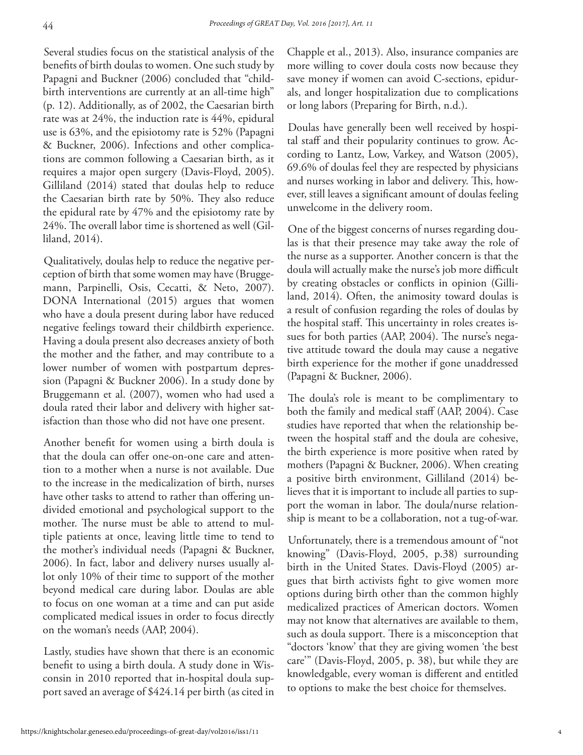Several studies focus on the statistical analysis of the benefits of birth doulas to women. One such study by Papagni and Buckner (2006) concluded that "childbirth interventions are currently at an all-time high" (p. 12). Additionally, as of 2002, the Caesarian birth rate was at 24%, the induction rate is 44%, epidural use is 63%, and the episiotomy rate is 52% (Papagni & Buckner, 2006). Infections and other complications are common following a Caesarian birth, as it requires a major open surgery (Davis-Floyd, 2005). Gilliland (2014) stated that doulas help to reduce the Caesarian birth rate by 50%. They also reduce the epidural rate by 47% and the episiotomy rate by 24%. The overall labor time is shortened as well (Gilliland, 2014).

Qualitatively, doulas help to reduce the negative perception of birth that some women may have (Bruggemann, Parpinelli, Osis, Cecatti, & Neto, 2007). DONA International (2015) argues that women who have a doula present during labor have reduced negative feelings toward their childbirth experience. Having a doula present also decreases anxiety of both the mother and the father, and may contribute to a lower number of women with postpartum depression (Papagni & Buckner 2006). In a study done by Bruggemann et al. (2007), women who had used a doula rated their labor and delivery with higher satisfaction than those who did not have one present.

Another benefit for women using a birth doula is that the doula can offer one-on-one care and attention to a mother when a nurse is not available. Due to the increase in the medicalization of birth, nurses have other tasks to attend to rather than offering undivided emotional and psychological support to the mother. The nurse must be able to attend to multiple patients at once, leaving little time to tend to the mother's individual needs (Papagni & Buckner, 2006). In fact, labor and delivery nurses usually allot only 10% of their time to support of the mother beyond medical care during labor. Doulas are able to focus on one woman at a time and can put aside complicated medical issues in order to focus directly on the woman's needs (AAP, 2004).

Lastly, studies have shown that there is an economic benefit to using a birth doula. A study done in Wisconsin in 2010 reported that in-hospital doula support saved an average of $424.14 per birth (as cited in Chapple et al., 2013). Also, insurance companies are more willing to cover doula costs now because they save money if women can avoid C-sections, epidurals, and longer hospitalization due to complications or long labors (Preparing for Birth, n.d.).

Doulas have generally been well received by hospital staff and their popularity continues to grow. According to Lantz, Low, Varkey, and Watson (2005), 69.6% of doulas feel they are respected by physicians and nurses working in labor and delivery. This, however, still leaves a significant amount of doulas feeling unwelcome in the delivery room.

One of the biggest concerns of nurses regarding doulas is that their presence may take away the role of the nurse as a supporter. Another concern is that the doula will actually make the nurse's job more difficult by creating obstacles or conflicts in opinion (Gilliland, 2014). Often, the animosity toward doulas is a result of confusion regarding the roles of doulas by the hospital staff. This uncertainty in roles creates issues for both parties (AAP, 2004). The nurse's negative attitude toward the doula may cause a negative birth experience for the mother if gone unaddressed (Papagni & Buckner, 2006).

The doula's role is meant to be complimentary to both the family and medical staff (AAP, 2004). Case studies have reported that when the relationship between the hospital staff and the doula are cohesive, the birth experience is more positive when rated by mothers (Papagni & Buckner, 2006). When creating a positive birth environment, Gilliland (2014) believes that it is important to include all parties to support the woman in labor. The doula/nurse relationship is meant to be a collaboration, not a tug-of-war.

Unfortunately, there is a tremendous amount of "not knowing" (Davis-Floyd, 2005, p.38) surrounding birth in the United States. Davis-Floyd (2005) argues that birth activists fight to give women more options during birth other than the common highly medicalized practices of American doctors. Women may not know that alternatives are available to them, such as doula support. There is a misconception that "doctors 'know' that they are giving women 'the best care'" (Davis-Floyd, 2005, p. 38), but while they are knowledgable, every woman is different and entitled to options to make the best choice for themselves.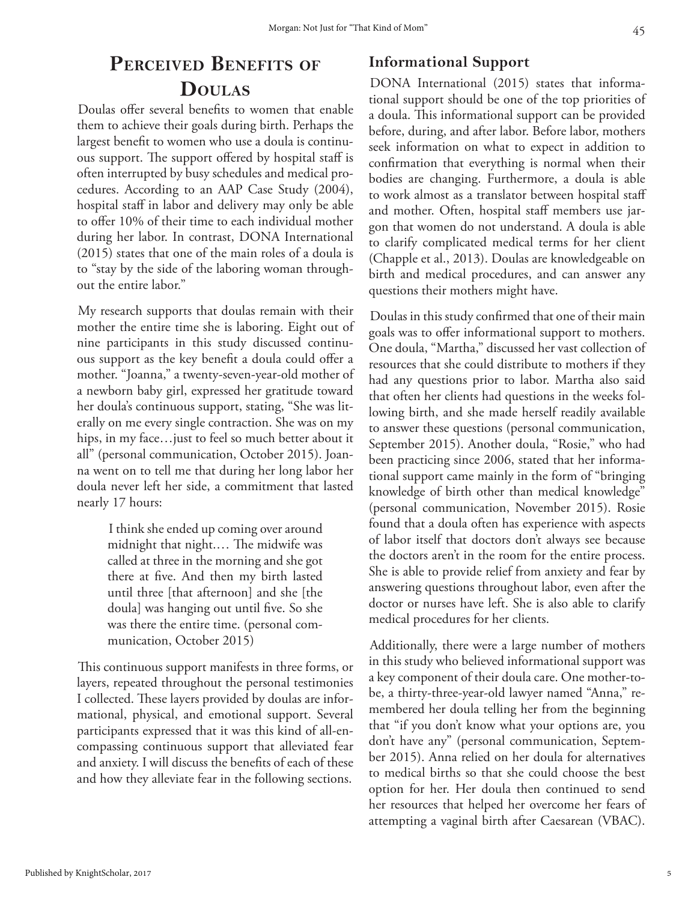## Perceived Benefits of Doulas

Doulas offer several benefits to women that enable them to achieve their goals during birth. Perhaps the largest benefit to women who use a doula is continuous support. The support offered by hospital staff is often interrupted by busy schedules and medical procedures. According to an AAP Case Study (2004), hospital staff in labor and delivery may only be able to offer 10% of their time to each individual mother during her labor. In contrast, DONA International (2015) states that one of the main roles of a doula is to "stay by the side of the laboring woman throughout the entire labor."

My research supports that doulas remain with their mother the entire time she is laboring. Eight out of nine participants in this study discussed continuous support as the key benefit a doula could offer a mother. "Joanna," a twenty-seven-year-old mother of a newborn baby girl, expressed her gratitude toward her doula's continuous support, stating, "She was literally on me every single contraction. She was on my hips, in my face…just to feel so much better about it all" (personal communication, October 2015). Joanna went on to tell me that during her long labor her doula never left her side, a commitment that lasted nearly 17 hours:

> I think she ended up coming over around midnight that night.… The midwife was called at three in the morning and she got there at five. And then my birth lasted until three [that afternoon] and she [the doula] was hanging out until five. So she was there the entire time. (personal communication, October 2015)

This continuous support manifests in three forms, or layers, repeated throughout the personal testimonies I collected. These layers provided by doulas are informational, physical, and emotional support. Several participants expressed that it was this kind of all-encompassing continuous support that alleviated fear and anxiety. I will discuss the benefits of each of these and how they alleviate fear in the following sections.

### Informational Support

DONA International (2015) states that informational support should be one of the top priorities of a doula. This informational support can be provided before, during, and after labor. Before labor, mothers seek information on what to expect in addition to confirmation that everything is normal when their bodies are changing. Furthermore, a doula is able to work almost as a translator between hospital staff and mother. Often, hospital staff members use jargon that women do not understand. A doula is able to clarify complicated medical terms for her client (Chapple et al., 2013). Doulas are knowledgeable on birth and medical procedures, and can answer any questions their mothers might have.

Doulas in this study confirmed that one of their main goals was to offer informational support to mothers. One doula, "Martha," discussed her vast collection of resources that she could distribute to mothers if they had any questions prior to labor. Martha also said that often her clients had questions in the weeks following birth, and she made herself readily available to answer these questions (personal communication, September 2015). Another doula, "Rosie," who had been practicing since 2006, stated that her informational support came mainly in the form of "bringing knowledge of birth other than medical knowledge" (personal communication, November 2015). Rosie found that a doula often has experience with aspects of labor itself that doctors don't always see because the doctors aren't in the room for the entire process. She is able to provide relief from anxiety and fear by answering questions throughout labor, even after the doctor or nurses have left. She is also able to clarify medical procedures for her clients.

Additionally, there were a large number of mothers in this study who believed informational support was a key component of their doula care. One mother-to-be, a thirty-three-year-old lawyer named "Anna," remembered her doula telling her from the beginning that "if you don't know what your options are, you don't have any" (personal communication, September 2015). Anna relied on her doula for alternatives to medical births so that she could choose the best option for her. Her doula then continued to send her resources that helped her overcome her fears of attempting a vaginal birth after Caesarean (VBAC).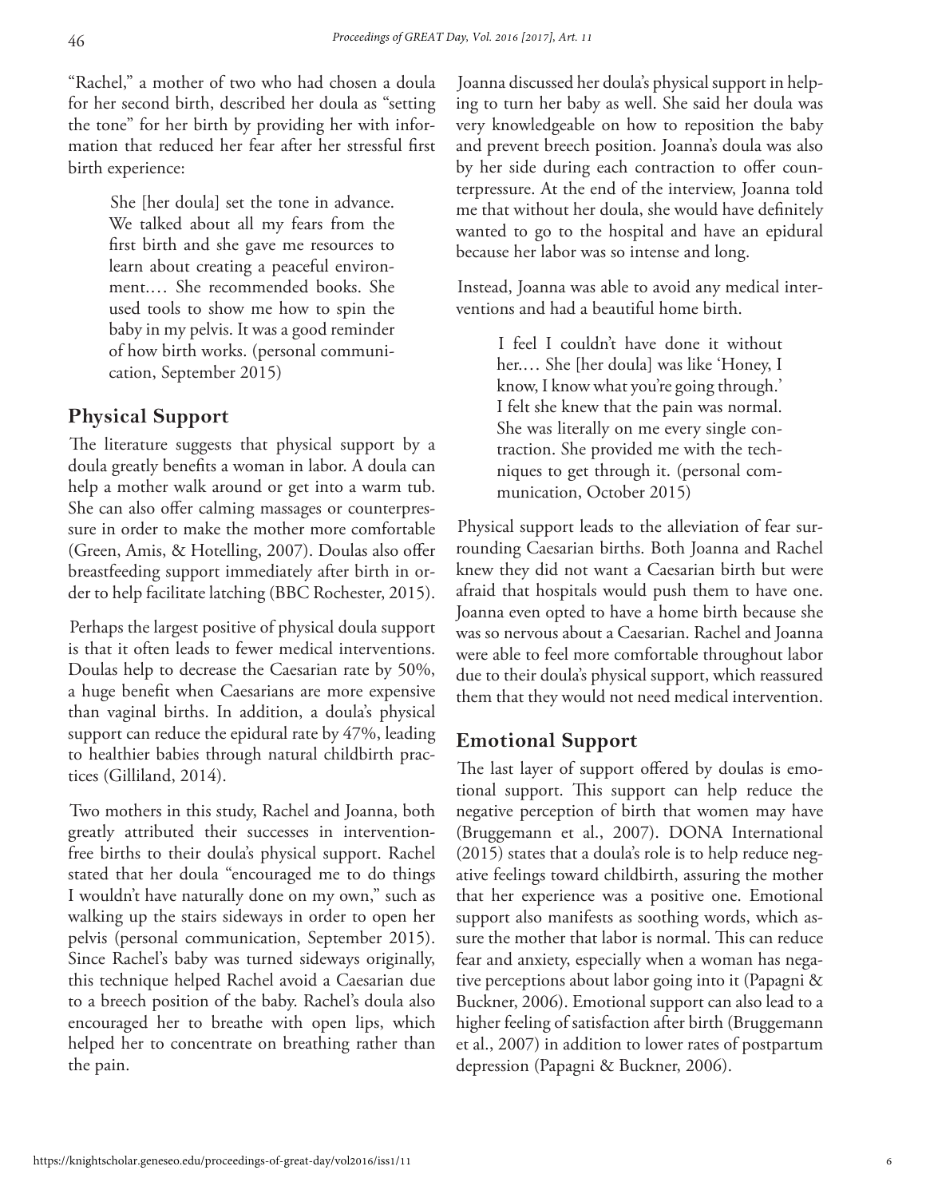"Rachel," a mother of two who had chosen a doula for her second birth, described her doula as "setting the tone" for her birth by providing her with information that reduced her fear after her stressful first birth experience:

> She [her doula] set the tone in advance. We talked about all my fears from the first birth and she gave me resources to learn about creating a peaceful environment.… She recommended books. She used tools to show me how to spin the baby in my pelvis. It was a good reminder of how birth works. (personal communication, September 2015)

## Physical Support

The literature suggests that physical support by a doula greatly benefits a woman in labor. A doula can help a mother walk around or get into a warm tub. She can also offer calming massages or counterpressure in order to make the mother more comfortable (Green, Amis, & Hotelling, 2007). Doulas also offer breastfeeding support immediately after birth in order to help facilitate latching (BBC Rochester, 2015).

Perhaps the largest positive of physical doula support is that it often leads to fewer medical interventions. Doulas help to decrease the Caesarian rate by 50%, a huge benefit when Caesarians are more expensive than vaginal births. In addition, a doula's physical support can reduce the epidural rate by 47%, leading to healthier babies through natural childbirth practices (Gilliland, 2014).

Two mothers in this study, Rachel and Joanna, both greatly attributed their successes in intervention-free births to their doula's physical support. Rachel stated that her doula "encouraged me to do things I wouldn't have naturally done on my own," such as walking up the stairs sideways in order to open her pelvis (personal communication, September 2015). Since Rachel's baby was turned sideways originally, this technique helped Rachel avoid a Caesarian due to a breech position of the baby. Rachel's doula also encouraged her to breathe with open lips, which helped her to concentrate on breathing rather than the pain.

Joanna discussed her doula's physical support in helping to turn her baby as well. She said her doula was very knowledgeable on how to reposition the baby and prevent breech position. Joanna's doula was also by her side during each contraction to offer counterpressure. At the end of the interview, Joanna told me that without her doula, she would have definitely wanted to go to the hospital and have an epidural because her labor was so intense and long.

Instead, Joanna was able to avoid any medical interventions and had a beautiful home birth.

> I feel I couldn't have done it without her.… She [her doula] was like 'Honey, I know, I know what you're going through.' I felt she knew that the pain was normal. She was literally on me every single contraction. She provided me with the techniques to get through it. (personal communication, October 2015)

Physical support leads to the alleviation of fear surrounding Caesarian births. Both Joanna and Rachel knew they did not want a Caesarian birth but were afraid that hospitals would push them to have one. Joanna even opted to have a home birth because she was so nervous about a Caesarian. Rachel and Joanna were able to feel more comfortable throughout labor due to their doula's physical support, which reassured them that they would not need medical intervention.

## Emotional Support

The last layer of support offered by doulas is emotional support. This support can help reduce the negative perception of birth that women may have (Bruggemann et al., 2007). DONA International (2015) states that a doula's role is to help reduce negative feelings toward childbirth, assuring the mother that her experience was a positive one. Emotional support also manifests as soothing words, which assure the mother that labor is normal. This can reduce fear and anxiety, especially when a woman has negative perceptions about labor going into it (Papagni & Buckner, 2006). Emotional support can also lead to a higher feeling of satisfaction after birth (Bruggemann et al., 2007) in addition to lower rates of postpartum depression (Papagni & Buckner, 2006).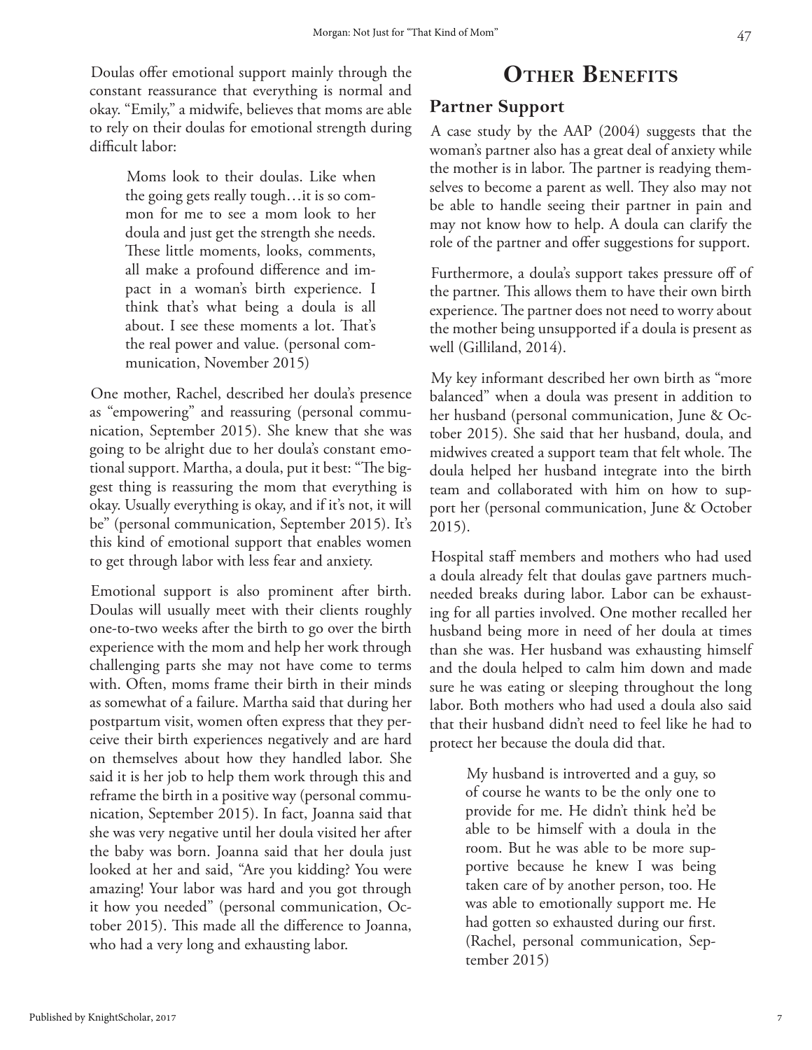Doulas offer emotional support mainly through the constant reassurance that everything is normal and okay. "Emily," a midwife, believes that moms are able to rely on their doulas for emotional strength during difficult labor:

> Moms look to their doulas. Like when the going gets really tough…it is so common for me to see a mom look to her doula and just get the strength she needs. These little moments, looks, comments, all make a profound difference and impact in a woman's birth experience. I think that's what being a doula is all about. I see these moments a lot. That's the real power and value. (personal communication, November 2015)

One mother, Rachel, described her doula's presence as "empowering" and reassuring (personal communication, September 2015). She knew that she was going to be alright due to her doula's constant emotional support. Martha, a doula, put it best: "The biggest thing is reassuring the mom that everything is okay. Usually everything is okay, and if it's not, it will be" (personal communication, September 2015). It's this kind of emotional support that enables women to get through labor with less fear and anxiety.

Emotional support is also prominent after birth. Doulas will usually meet with their clients roughly one-to-two weeks after the birth to go over the birth experience with the mom and help her work through challenging parts she may not have come to terms with. Often, moms frame their birth in their minds as somewhat of a failure. Martha said that during her postpartum visit, women often express that they perceive their birth experiences negatively and are hard on themselves about how they handled labor. She said it is her job to help them work through this and reframe the birth in a positive way (personal communication, September 2015). In fact, Joanna said that she was very negative until her doula visited her after the baby was born. Joanna said that her doula just looked at her and said, "Are you kidding? You were amazing! Your labor was hard and you got through it how you needed" (personal communication, October 2015). This made all the difference to Joanna, who had a very long and exhausting labor.

# Other Benefits

## Partner Support

A case study by the AAP (2004) suggests that the woman's partner also has a great deal of anxiety while the mother is in labor. The partner is readying themselves to become a parent as well. They also may not be able to handle seeing their partner in pain and may not know how to help. A doula can clarify the role of the partner and offer suggestions for support.

Furthermore, a doula's support takes pressure off of the partner. This allows them to have their own birth experience. The partner does not need to worry about the mother being unsupported if a doula is present as well (Gilliland, 2014).

My key informant described her own birth as "more balanced" when a doula was present in addition to her husband (personal communication, June & October 2015). She said that her husband, doula, and midwives created a support team that felt whole. The doula helped her husband integrate into the birth team and collaborated with him on how to support her (personal communication, June & October 2015).

Hospital staff members and mothers who had used a doula already felt that doulas gave partners much-needed breaks during labor. Labor can be exhausting for all parties involved. One mother recalled her husband being more in need of her doula at times than she was. Her husband was exhausting himself and the doula helped to calm him down and made sure he was eating or sleeping throughout the long labor. Both mothers who had used a doula also said that their husband didn't need to feel like he had to protect her because the doula did that.

> My husband is introverted and a guy, so of course he wants to be the only one to provide for me. He didn't think he'd be able to be himself with a doula in the room. But he was able to be more supportive because he knew I was being taken care of by another person, too. He was able to emotionally support me. He had gotten so exhausted during our first. (Rachel, personal communication, September 2015)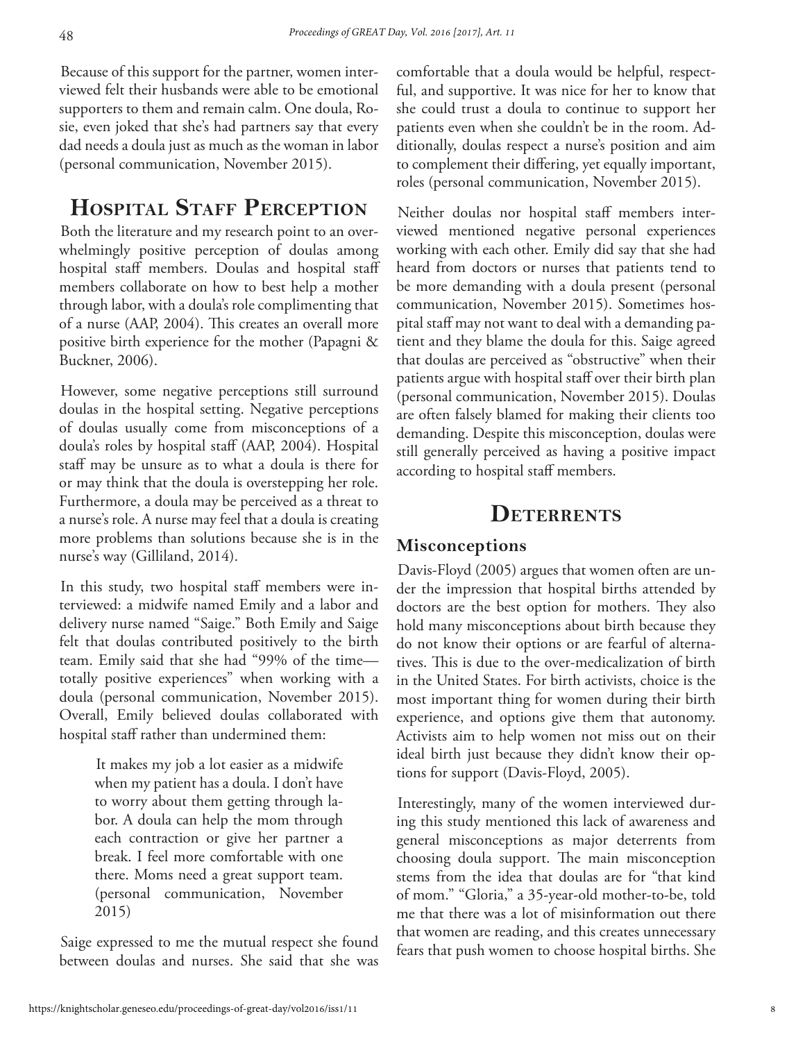Because of this support for the partner, women interviewed felt their husbands were able to be emotional supporters to them and remain calm. One doula, Rosie, even joked that she's had partners say that every dad needs a doula just as much as the woman in labor (personal communication, November 2015).

## Hospital Staff Perception

Both the literature and my research point to an overwhelmingly positive perception of doulas among hospital staff members. Doulas and hospital staff members collaborate on how to best help a mother through labor, with a doula's role complimenting that of a nurse (AAP, 2004). This creates an overall more positive birth experience for the mother (Papagni & Buckner, 2006).

However, some negative perceptions still surround doulas in the hospital setting. Negative perceptions of doulas usually come from misconceptions of a doula's roles by hospital staff (AAP, 2004). Hospital staff may be unsure as to what a doula is there for or may think that the doula is overstepping her role. Furthermore, a doula may be perceived as a threat to a nurse's role. A nurse may feel that a doula is creating more problems than solutions because she is in the nurse's way (Gilliland, 2014).

In this study, two hospital staff members were interviewed: a midwife named Emily and a labor and delivery nurse named "Saige." Both Emily and Saige felt that doulas contributed positively to the birth team. Emily said that she had "99% of the time—totally positive experiences" when working with a doula (personal communication, November 2015). Overall, Emily believed doulas collaborated with hospital staff rather than undermined them:

> It makes my job a lot easier as a midwife when my patient has a doula. I don't have to worry about them getting through labor. A doula can help the mom through each contraction or give her partner a break. I feel more comfortable with one there. Moms need a great support team. (personal communication, November 2015)

Saige expressed to me the mutual respect she found between doulas and nurses. She said that she was comfortable that a doula would be helpful, respectful, and supportive. It was nice for her to know that she could trust a doula to continue to support her patients even when she couldn't be in the room. Additionally, doulas respect a nurse's position and aim to complement their differing, yet equally important, roles (personal communication, November 2015).

Neither doulas nor hospital staff members interviewed mentioned negative personal experiences working with each other. Emily did say that she had heard from doctors or nurses that patients tend to be more demanding with a doula present (personal communication, November 2015). Sometimes hospital staff may not want to deal with a demanding patient and they blame the doula for this. Saige agreed that doulas are perceived as "obstructive" when their patients argue with hospital staff over their birth plan (personal communication, November 2015). Doulas are often falsely blamed for making their clients too demanding. Despite this misconception, doulas were still generally perceived as having a positive impact according to hospital staff members.

## Deterrents

### Misconceptions

Davis-Floyd (2005) argues that women often are under the impression that hospital births attended by doctors are the best option for mothers. They also hold many misconceptions about birth because they do not know their options or are fearful of alternatives. This is due to the over-medicalization of birth in the United States. For birth activists, choice is the most important thing for women during their birth experience, and options give them that autonomy. Activists aim to help women not miss out on their ideal birth just because they didn't know their options for support (Davis-Floyd, 2005).

Interestingly, many of the women interviewed during this study mentioned this lack of awareness and general misconceptions as major deterrents from choosing doula support. The main misconception stems from the idea that doulas are for "that kind of mom." "Gloria," a 35-year-old mother-to-be, told me that there was a lot of misinformation out there that women are reading, and this creates unnecessary fears that push women to choose hospital births. She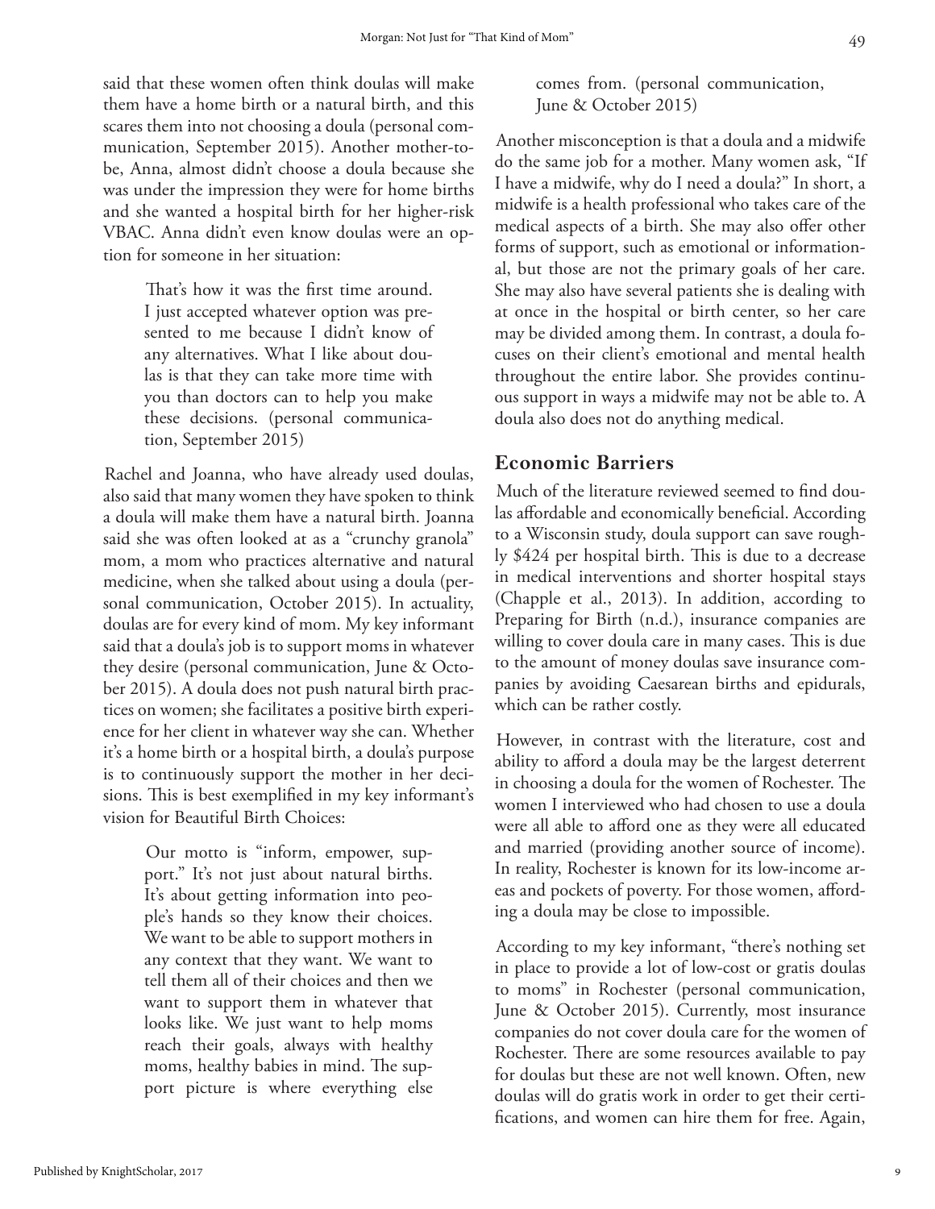said that these women often think doulas will make them have a home birth or a natural birth, and this scares them into not choosing a doula (personal communication, September 2015). Another mother-to-be, Anna, almost didn't choose a doula because she was under the impression they were for home births and she wanted a hospital birth for her higher-risk VBAC. Anna didn't even know doulas were an option for someone in her situation:

> That's how it was the first time around. I just accepted whatever option was presented to me because I didn't know of any alternatives. What I like about doulas is that they can take more time with you than doctors can to help you make these decisions. (personal communication, September 2015)

Rachel and Joanna, who have already used doulas, also said that many women they have spoken to think a doula will make them have a natural birth. Joanna said she was often looked at as a "crunchy granola" mom, a mom who practices alternative and natural medicine, when she talked about using a doula (personal communication, October 2015). In actuality, doulas are for every kind of mom. My key informant said that a doula's job is to support moms in whatever they desire (personal communication, June & October 2015). A doula does not push natural birth practices on women; she facilitates a positive birth experience for her client in whatever way she can. Whether it's a home birth or a hospital birth, a doula's purpose is to continuously support the mother in her decisions. This is best exemplified in my key informant's vision for Beautiful Birth Choices:

> Our motto is "inform, empower, support." It's not just about natural births. It's about getting information into people's hands so they know their choices. We want to be able to support mothers in any context that they want. We want to tell them all of their choices and then we want to support them in whatever that looks like. We just want to help moms reach their goals, always with healthy moms, healthy babies in mind. The support picture is where everything else comes from. (personal communication, June & October 2015)

Another misconception is that a doula and a midwife do the same job for a mother. Many women ask, "If I have a midwife, why do I need a doula?" In short, a midwife is a health professional who takes care of the medical aspects of a birth. She may also offer other forms of support, such as emotional or informational, but those are not the primary goals of her care. She may also have several patients she is dealing with at once in the hospital or birth center, so her care may be divided among them. In contrast, a doula focuses on their client's emotional and mental health throughout the entire labor. She provides continuous support in ways a midwife may not be able to. A doula also does not do anything medical.

## Economic Barriers

Much of the literature reviewed seemed to find doulas affordable and economically beneficial. According to a Wisconsin study, doula support can save roughly $424 per hospital birth. This is due to a decrease in medical interventions and shorter hospital stays (Chapple et al., 2013). In addition, according to Preparing for Birth (n.d.), insurance companies are willing to cover doula care in many cases. This is due to the amount of money doulas save insurance companies by avoiding Caesarean births and epidurals, which can be rather costly.

However, in contrast with the literature, cost and ability to afford a doula may be the largest deterrent in choosing a doula for the women of Rochester. The women I interviewed who had chosen to use a doula were all able to afford one as they were all educated and married (providing another source of income). In reality, Rochester is known for its low-income areas and pockets of poverty. For those women, affording a doula may be close to impossible.

According to my key informant, "there's nothing set in place to provide a lot of low-cost or gratis doulas to moms" in Rochester (personal communication, June & October 2015). Currently, most insurance companies do not cover doula care for the women of Rochester. There are some resources available to pay for doulas but these are not well known. Often, new doulas will do gratis work in order to get their certifications, and women can hire them for free. Again,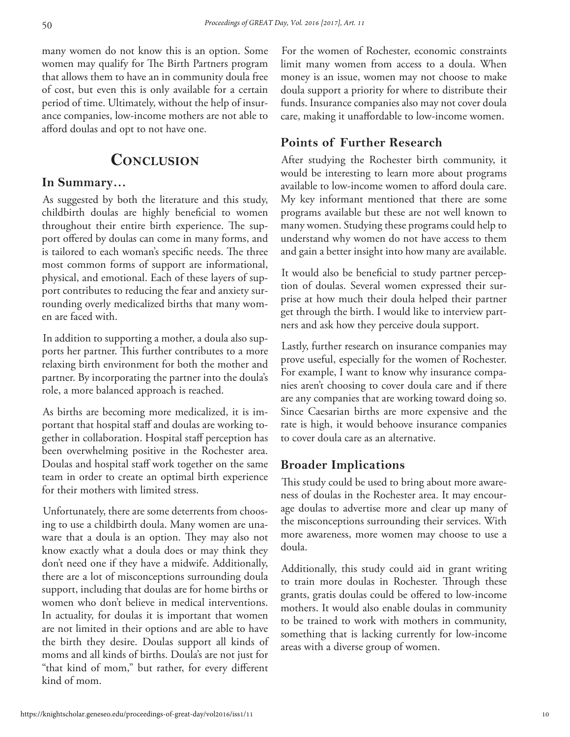many women do not know this is an option. Some women may qualify for The Birth Partners program that allows them to have an in community doula free of cost, but even this is only available for a certain period of time. Ultimately, without the help of insurance companies, low-income mothers are not able to afford doulas and opt to not have one.

# Conclusion

### In Summary…

As suggested by both the literature and this study, childbirth doulas are highly beneficial to women throughout their entire birth experience. The support offered by doulas can come in many forms, and is tailored to each woman's specific needs. The three most common forms of support are informational, physical, and emotional. Each of these layers of support contributes to reducing the fear and anxiety surrounding overly medicalized births that many women are faced with.

In addition to supporting a mother, a doula also supports her partner. This further contributes to a more relaxing birth environment for both the mother and partner. By incorporating the partner into the doula's role, a more balanced approach is reached.

As births are becoming more medicalized, it is important that hospital staff and doulas are working together in collaboration. Hospital staff perception has been overwhelming positive in the Rochester area. Doulas and hospital staff work together on the same team in order to create an optimal birth experience for their mothers with limited stress.

Unfortunately, there are some deterrents from choosing to use a childbirth doula. Many women are unaware that a doula is an option. They may also not know exactly what a doula does or may think they don't need one if they have a midwife. Additionally, there are a lot of misconceptions surrounding doula support, including that doulas are for home births or women who don't believe in medical interventions. In actuality, for doulas it is important that women are not limited in their options and are able to have the birth they desire. Doulas support all kinds of moms and all kinds of births. Doula's are not just for "that kind of mom," but rather, for every different kind of mom.

For the women of Rochester, economic constraints limit many women from access to a doula. When money is an issue, women may not choose to make doula support a priority for where to distribute their funds. Insurance companies also may not cover doula care, making it unaffordable to low-income women.

### Points of Further Research

After studying the Rochester birth community, it would be interesting to learn more about programs available to low-income women to afford doula care. My key informant mentioned that there are some programs available but these are not well known to many women. Studying these programs could help to understand why women do not have access to them and gain a better insight into how many are available.

It would also be beneficial to study partner perception of doulas. Several women expressed their surprise at how much their doula helped their partner get through the birth. I would like to interview partners and ask how they perceive doula support.

Lastly, further research on insurance companies may prove useful, especially for the women of Rochester. For example, I want to know why insurance companies aren't choosing to cover doula care and if there are any companies that are working toward doing so. Since Caesarian births are more expensive and the rate is high, it would behoove insurance companies to cover doula care as an alternative.

### Broader Implications

This study could be used to bring about more awareness of doulas in the Rochester area. It may encourage doulas to advertise more and clear up many of the misconceptions surrounding their services. With more awareness, more women may choose to use a doula.

Additionally, this study could aid in grant writing to train more doulas in Rochester. Through these grants, gratis doulas could be offered to low-income mothers. It would also enable doulas in community to be trained to work with mothers in community, something that is lacking currently for low-income areas with a diverse group of women.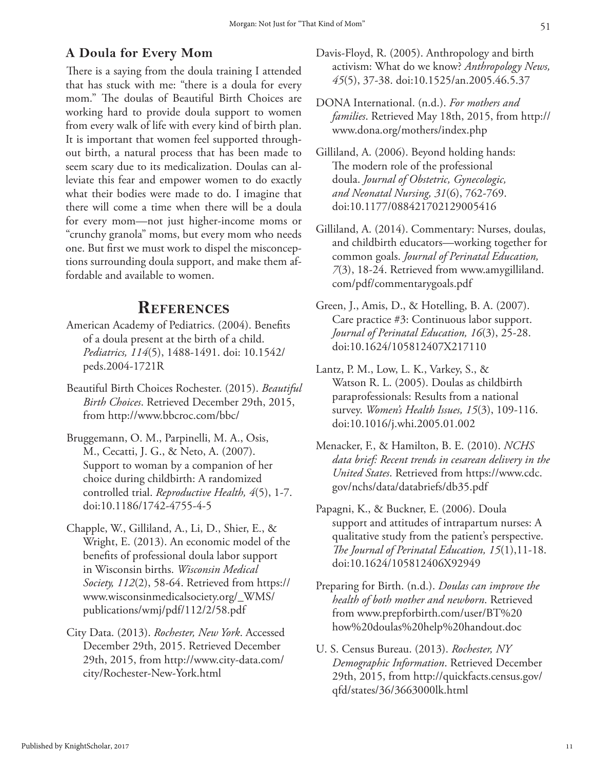## A Doula for Every Mom

There is a saying from the doula training I attended that has stuck with me: "there is a doula for every mom." The doulas of Beautiful Birth Choices are working hard to provide doula support to women from every walk of life with every kind of birth plan. It is important that women feel supported throughout birth, a natural process that has been made to seem scary due to its medicalization. Doulas can alleviate this fear and empower women to do exactly what their bodies were made to do. I imagine that there will come a time when there will be a doula for every mom—not just higher-income moms or "crunchy granola" moms, but every mom who needs one. But first we must work to dispel the misconceptions surrounding doula support, and make them affordable and available to women.

# References

American Academy of Pediatrics. (2004). Benefits of a doula present at the birth of a child. *Pediatrics, 114*(5), 1488-1491. doi: 10.1542/peds.2004-1721R

Beautiful Birth Choices Rochester. (2015). *Beautiful Birth Choices*. Retrieved December 29th, 2015, from http://www.bbcroc.com/bbc/

Bruggemann, O. M., Parpinelli, M. A., Osis, M., Cecatti, J. G., & Neto, A. (2007). Support to woman by a companion of her choice during childbirth: A randomized controlled trial. *Reproductive Health, 4*(5), 1-7. doi:10.1186/1742-4755-4-5

Chapple, W., Gilliland, A., Li, D., Shier, E., & Wright, E. (2013). An economic model of the benefits of professional doula labor support in Wisconsin births. *Wisconsin Medical Society, 112*(2), 58-64. Retrieved from https://www.wisconsinmedicalsociety.org/_WMS/publications/wmj/pdf/112/2/58.pdf

City Data. (2013). *Rochester, New York*. Accessed December 29th, 2015. Retrieved December 29th, 2015, from http://www.city-data.com/city/Rochester-New-York.html

Davis-Floyd, R. (2005). Anthropology and birth activism: What do we know? *Anthropology News, 45*(5), 37-38. doi:10.1525/an.2005.46.5.37

DONA International. (n.d.). *For mothers and families*. Retrieved May 18th, 2015, from http://www.dona.org/mothers/index.php

Gilliland, A. (2006). Beyond holding hands: The modern role of the professional doula. *Journal of Obstetric, Gynecologic, and Neonatal Nursing, 31*(6), 762-769. doi:10.1177/088421702129005416

Gilliland, A. (2014). Commentary: Nurses, doulas, and childbirth educators—working together for common goals. *Journal of Perinatal Education, 7*(3), 18-24. Retrieved from www.amygilliland.com/pdf/commentarygoals.pdf

Green, J., Amis, D., & Hotelling, B. A. (2007). Care practice #3: Continuous labor support. *Journal of Perinatal Education, 16*(3), 25-28. doi:10.1624/105812407X217110

Lantz, P. M., Low, L. K., Varkey, S., & Watson R. L. (2005). Doulas as childbirth paraprofessionals: Results from a national survey. *Women's Health Issues, 15*(3), 109-116. doi:10.1016/j.whi.2005.01.002

Menacker, F., & Hamilton, B. E. (2010). *NCHS data brief: Recent trends in cesarean delivery in the United States*. Retrieved from https://www.cdc.gov/nchs/data/databriefs/db35.pdf

Papagni, K., & Buckner, E. (2006). Doula support and attitudes of intrapartum nurses: A qualitative study from the patient's perspective. *The Journal of Perinatal Education, 15*(1),11-18. doi:10.1624/105812406X92949

Preparing for Birth. (n.d.). *Doulas can improve the health of both mother and newborn*. Retrieved from www.prepforbirth.com/user/BT%20how%20doulas%20help%20handout.doc

U. S. Census Bureau. (2013). *Rochester, NY Demographic Information*. Retrieved December 29th, 2015, from http://quickfacts.census.gov/qfd/states/36/3663000lk.html